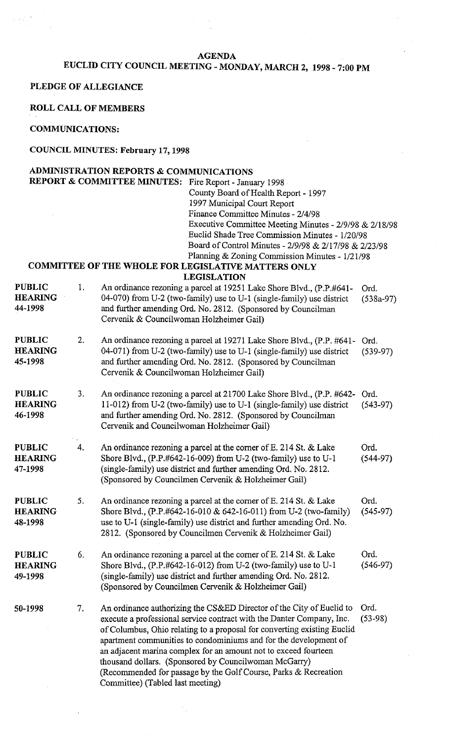# AGENDA

## EUCLID CITY COUNCIL MEETING - MONDAY, MARCH 2, 1998 - 7:00 PM

**PLEDGE OF ALLEGIANCE**

**ROLL CALL OF MEMBERS**

**COMMUNICATIONS:**

**COUNCIL MINUTES: February 17, 1998**

**ADMINISTRATION REPORTS & COMMUNICATIONS**

**REPORT & COMMITTEE MINUTES:**
- Fire Report - January 1998
- County Board of Health Report - 1997
- 1997 Municipal Court Report
- Finance Committee Minutes - 2/4/98
- Executive Committee Meeting Minutes - 2/9/98 & 2/18/98
- Euclid Shade Tree Commission Minutes - 1/20/98
- Board of Control Minutes - 2/9/98 & 2/17/98 & 2/23/98
- Planning & Zoning Commission Minutes - 1/21/98

**COMMITTEE OF THE WHOLE FOR LEGISLATIVE MATTERS ONLY**

**LEGISLATION**

| | | | |
|---|---|---|---|
| **PUBLIC HEARING 44-1998** | 1. | An ordinance rezoning a parcel at 19251 Lake Shore Blvd., (P.P.#641-04-070) from U-2 (two-family) use to U-1 (single-family) use district and further amending Ord. No. 2812. (Sponsored by Councilman Cervenik & Councilwoman Holzheimer Gail) | Ord. (538a-97) |
| **PUBLIC HEARING 45-1998** | 2. | An ordinance rezoning a parcel at 19271 Lake Shore Blvd., (P.P. #641-04-071) from U-2 (two-family) use to U-1 (single-family) use district and further amending Ord. No. 2812. (Sponsored by Councilman Cervenik & Councilwoman Holzheimer Gail) | Ord. (539-97) |
| **PUBLIC HEARING 46-1998** | 3. | An ordinance rezoning a parcel at 21700 Lake Shore Blvd., (P.P. #642-11-012) from U-2 (two-family) use to U-1 (single-family) use district and further amending Ord. No. 2812. (Sponsored by Councilman Cervenik and Councilwoman Holzheimer Gail) | Ord. (543-97) |
| **PUBLIC HEARING 47-1998** | 4. | An ordinance rezoning a parcel at the corner of E. 214 St. & Lake Shore Blvd., (P.P.#642-16-009) from U-2 (two-family) use to U-1 (single-family) use district and further amending Ord. No. 2812. (Sponsored by Councilmen Cervenik & Holzheimer Gail) | Ord. (544-97) |
| **PUBLIC HEARING 48-1998** | 5. | An ordinance rezoning a parcel at the corner of E. 214 St. & Lake Shore Blvd., (P.P.#642-16-010 & 642-16-011) from U-2 (two-family) use to U-1 (single-family) use district and further amending Ord. No. 2812. (Sponsored by Councilmen Cervenik & Holzheimer Gail) | Ord. (545-97) |
| **PUBLIC HEARING 49-1998** | 6. | An ordinance rezoning a parcel at the corner of E. 214 St. & Lake Shore Blvd., (P.P.#642-16-012) from U-2 (two-family) use to U-1 (single-family) use district and further amending Ord. No. 2812. (Sponsored by Councilmen Cervenik & Holzheimer Gail) | Ord. (546-97) |
| **50-1998** | 7. | An ordinance authorizing the CS&ED Director of the City of Euclid to execute a professional service contract with the Danter Company, Inc. of Columbus, Ohio relating to a proposal for converting existing Euclid apartment communities to condominiums and for the development of an adjacent marina complex for an amount not to exceed fourteen thousand dollars. (Sponsored by Councilwoman McGarry) (Recommended for passage by the Golf Course, Parks & Recreation Committee) (Tabled last meeting) | Ord. (53-98) |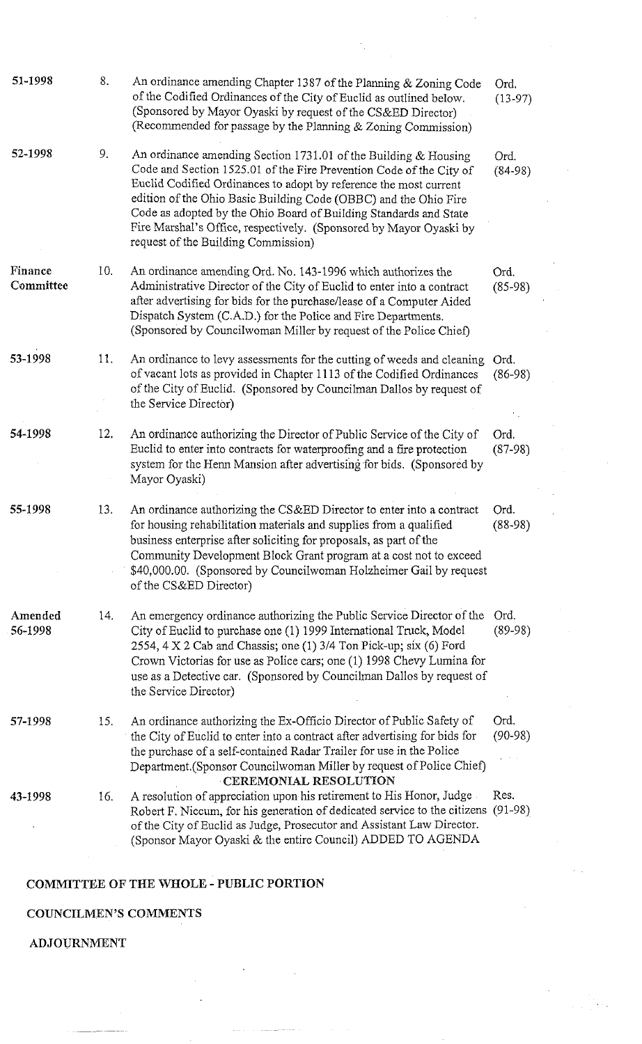| | | | |
|---|---|---|---|
| 51-1998 | 8. | An ordinance amending Chapter 1387 of the Planning & Zoning Code of the Codified Ordinances of the City of Euclid as outlined below. (Sponsored by Mayor Oyaski by request of the CS&ED Director) (Recommended for passage by the Planning & Zoning Commission) | Ord. (13-97) |
| 52-1998 | 9. | An ordinance amending Section 1731.01 of the Building & Housing Code and Section 1525.01 of the Fire Prevention Code of the City of Euclid Codified Ordinances to adopt by reference the most current edition of the Ohio Basic Building Code (OBBC) and the Ohio Fire Code as adopted by the Ohio Board of Building Standards and State Fire Marshal's Office, respectively. (Sponsored by Mayor Oyaski by request of the Building Commission) | Ord. (84-98) |
| Finance Committee | 10. | An ordinance amending Ord. No. 143-1996 which authorizes the Administrative Director of the City of Euclid to enter into a contract after advertising for bids for the purchase/lease of a Computer Aided Dispatch System (C.A.D.) for the Police and Fire Departments. (Sponsored by Councilwoman Miller by request of the Police Chief) | Ord. (85-98) |
| 53-1998 | 11. | An ordinance to levy assessments for the cutting of weeds and cleaning of vacant lots as provided in Chapter 1113 of the Codified Ordinances of the City of Euclid. (Sponsored by Councilman Dallos by request of the Service Director) | Ord. (86-98) |
| 54-1998 | 12. | An ordinance authorizing the Director of Public Service of the City of Euclid to enter into contracts for waterproofing and a fire protection system for the Henn Mansion after advertising for bids. (Sponsored by Mayor Oyaski) | Ord. (87-98) |
| 55-1998 | 13. | An ordinance authorizing the CS&ED Director to enter into a contract for housing rehabilitation materials and supplies from a qualified business enterprise after soliciting for proposals, as part of the Community Development Block Grant program at a cost not to exceed $40,000.00. (Sponsored by Councilwoman Holzheimer Gail by request of the CS&ED Director) | Ord. (88-98) |
| Amended 56-1998 | 14. | An emergency ordinance authorizing the Public Service Director of the City of Euclid to purchase one (1) 1999 International Truck, Model 2554, 4 X 2 Cab and Chassis; one (1) 3/4 Ton Pick-up; six (6) Ford Crown Victorias for use as Police cars; one (1) 1998 Chevy Lumina for use as a Detective car. (Sponsored by Councilman Dallos by request of the Service Director) | Ord. (89-98) |
| 57-1998 | 15. | An ordinance authorizing the Ex-Officio Director of Public Safety of the City of Euclid to enter into a contract after advertising for bids for the purchase of a self-contained Radar Trailer for use in the Police Department.(Sponsor Councilwoman Miller by request of Police Chief) | Ord. (90-98) |
| | | **CEREMONIAL RESOLUTION** | |
| 43-1998 | 16. | A resolution of appreciation upon his retirement to His Honor, Judge Robert F. Niccum, for his generation of dedicated service to the citizens of the City of Euclid as Judge, Prosecutor and Assistant Law Director. (Sponsor Mayor Oyaski & the entire Council) ADDED TO AGENDA | Res. (91-98) |

**COMMITTEE OF THE WHOLE - PUBLIC PORTION**

**COUNCILMEN'S COMMENTS**

**ADJOURNMENT**